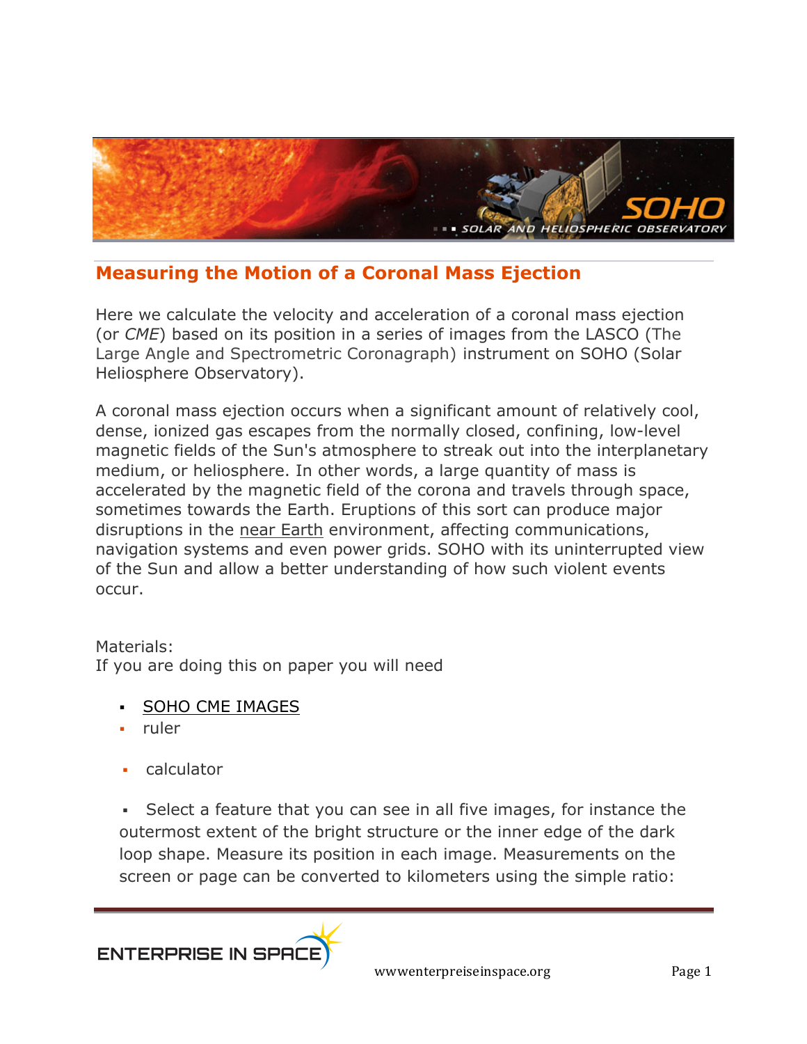## Measuring the Motion of a Coronal Mass Ejection

Here we calculate the velocity and acceleration of a coronal mass ejection (or *CME*) based on its position in a series of images from the LASCO (The Large Angle and Spectrometric Coronagraph) instrument on SOHO (Solar Heliosphere Observatory).

A coronal mass ejection occurs when a significant amount of relatively cool, dense, ionized gas escapes from the normally closed, confining, low-level magnetic fields of the Sun's atmosphere to streak out into the interplanetary medium, or heliosphere. In other words, a large quantity of mass is accelerated by the magnetic field of the corona and travels through space, sometimes towards the Earth. Eruptions of this sort can produce major disruptions in the near Earth environment, affecting communications, navigation systems and even power grids. SOHO with its uninterrupted view of the Sun and allow a better understanding of how such violent events occur.

Materials:
If you are doing this on paper you will need

- SOHO CME IMAGES
- ruler
- calculator
- Select a feature that you can see in all five images, for instance the outermost extent of the bright structure or the inner edge of the dark loop shape. Measure its position in each image. Measurements on the screen or page can be converted to kilometers using the simple ratio: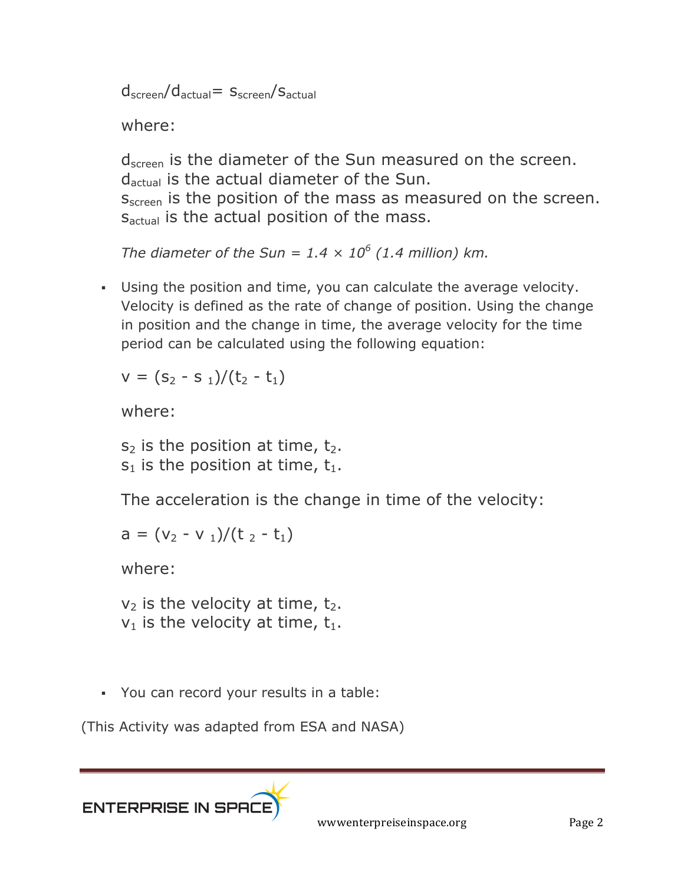$$d_{screen}/d_{actual} = s_{screen}/s_{actual}$$

where:

$d_{screen}$ is the diameter of the Sun measured on the screen.
$d_{actual}$ is the actual diameter of the Sun.
$s_{screen}$ is the position of the mass as measured on the screen.
$s_{actual}$ is the actual position of the mass.

*The diameter of the Sun = $1.4 \times 10^6$ (1.4 million) km.*

- Using the position and time, you can calculate the average velocity. Velocity is defined as the rate of change of position. Using the change in position and the change in time, the average velocity for the time period can be calculated using the following equation:

  $$v = (s_2 - s_1)/(t_2 - t_1)$$

  where:

  $s_2$ is the position at time, $t_2$.
  $s_1$ is the position at time, $t_1$.

  The acceleration is the change in time of the velocity:

  $$a = (v_2 - v_1)/(t_2 - t_1)$$

  where:

  $v_2$ is the velocity at time, $t_2$.
  $v_1$ is the velocity at time, $t_1$.

- You can record your results in a table:

(This Activity was adapted from ESA and NASA)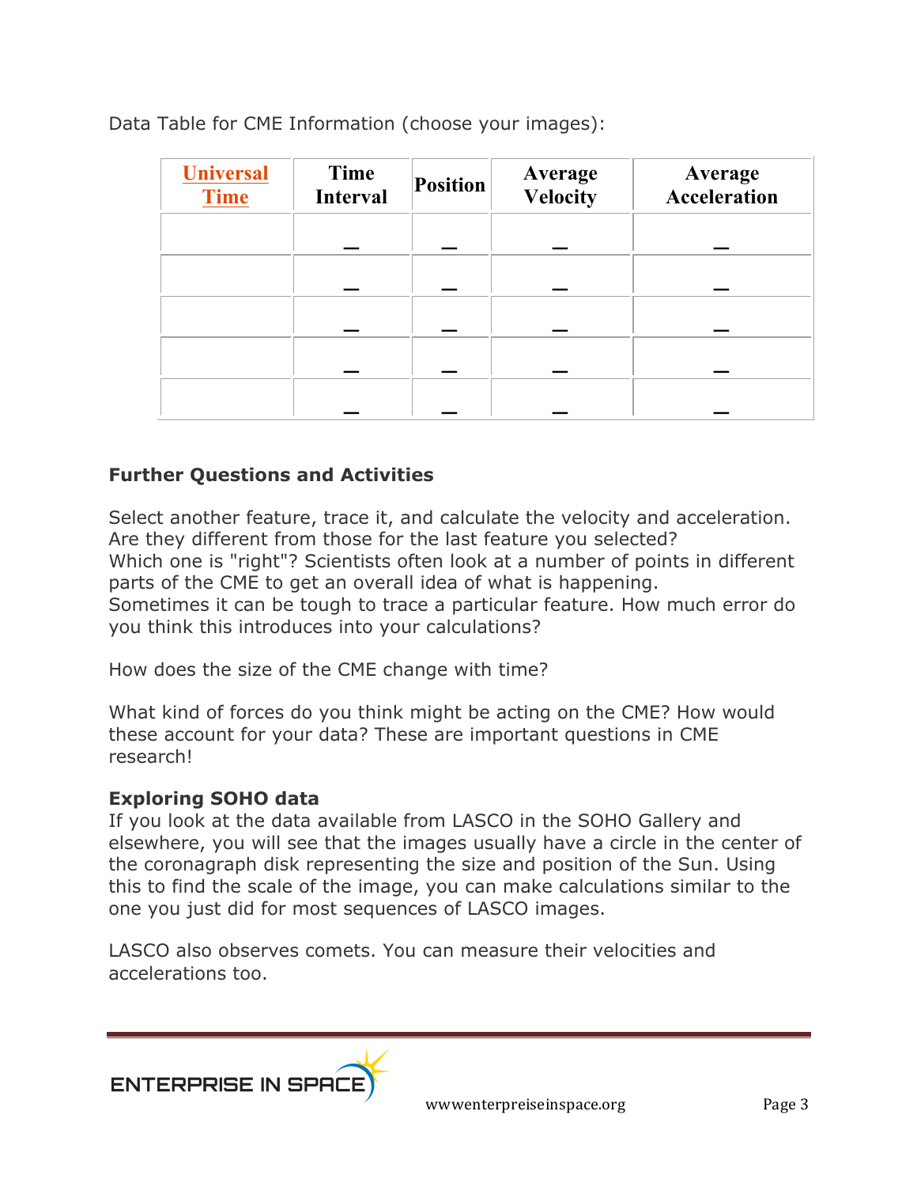Data Table for CME Information (choose your images):

| Universal Time | Time Interval | Position | Average Velocity | Average Acceleration |
|---|---|---|---|---|
| | _ | _ | _ | _ |
| | _ | _ | _ | _ |
| | _ | _ | _ | _ |
| | _ | _ | _ | _ |
| | _ | _ | _ | _ |

**Further Questions and Activities**

Select another feature, trace it, and calculate the velocity and acceleration. Are they different from those for the last feature you selected?
Which one is "right"? Scientists often look at a number of points in different parts of the CME to get an overall idea of what is happening.
Sometimes it can be tough to trace a particular feature. How much error do you think this introduces into your calculations?

How does the size of the CME change with time?

What kind of forces do you think might be acting on the CME? How would these account for your data? These are important questions in CME research!

**Exploring SOHO data**

If you look at the data available from LASCO in the SOHO Gallery and elsewhere, you will see that the images usually have a circle in the center of the coronagraph disk representing the size and position of the Sun. Using this to find the scale of the image, you can make calculations similar to the one you just did for most sequences of LASCO images.

LASCO also observes comets. You can measure their velocities and accelerations too.